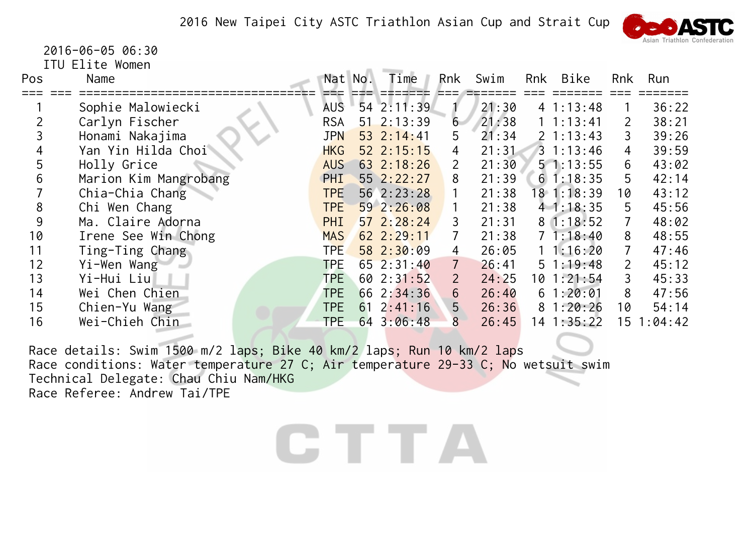# 2016 New Taipei City ASTC Triathlon Asian Cup and Strait Cup

2016-06-05 06:30

ITU Elite Women

| Pos | Name | Nat | No. | Time | Rnk | Swim | Rnk | Bike | Rnk | Run |
|---|---|---|---|---|---|---|---|---|---|---|
| 1 | Sophie Malowiecki | AUS | 54 | 2:11:39 | 1 | 21:30 | 4 | 1:13:48 | 1 | 36:22 |
| 2 | Carlyn Fischer | RSA | 51 | 2:13:39 | 6 | 21:38 | 1 | 1:13:41 | 2 | 38:21 |
| 3 | Honami Nakajima | JPN | 53 | 2:14:41 | 5 | 21:34 | 2 | 1:13:43 | 3 | 39:26 |
| 4 | Yan Yin Hilda Choi | HKG | 52 | 2:15:15 | 4 | 21:31 | 3 | 1:13:46 | 4 | 39:59 |
| 5 | Holly Grice | AUS | 63 | 2:18:26 | 2 | 21:30 | 5 | 1:13:55 | 6 | 43:02 |
| 6 | Marion Kim Mangrobang | PHI | 55 | 2:22:27 | 8 | 21:39 | 6 | 1:18:35 | 5 | 42:14 |
| 7 | Chia-Chia Chang | TPE | 56 | 2:23:28 | 1 | 21:38 | 18 | 1:18:39 | 10 | 43:12 |
| 8 | Chi Wen Chang | TPE | 59 | 2:26:08 | 1 | 21:38 | 4 | 1:18:35 | 5 | 45:56 |
| 9 | Ma. Claire Adorna | PHI | 57 | 2:28:24 | 3 | 21:31 | 8 | 1:18:52 | 7 | 48:02 |
| 10 | Irene See Win Chong | MAS | 62 | 2:29:11 | 7 | 21:38 | 7 | 1:18:40 | 8 | 48:55 |
| 11 | Ting-Ting Chang | TPE | 58 | 2:30:09 | 4 | 26:05 | 1 | 1:16:20 | 7 | 47:46 |
| 12 | Yi-Wen Wang | TPE | 65 | 2:31:40 | 7 | 26:41 | 5 | 1:19:48 | 2 | 45:12 |
| 13 | Yi-Hui Liu | TPE | 60 | 2:31:52 | 2 | 24:25 | 10 | 1:21:54 | 3 | 45:33 |
| 14 | Wei Chen Chien | TPE | 66 | 2:34:36 | 6 | 26:40 | 6 | 1:20:01 | 8 | 47:56 |
| 15 | Chien-Yu Wang | TPE | 61 | 2:41:16 | 5 | 26:36 | 8 | 1:20:26 | 10 | 54:14 |
| 16 | Wei-Chieh Chin | TPE | 64 | 3:06:48 | 8 | 26:45 | 14 | 1:35:22 | 15 | 1:04:42 |

Race details: Swim 1500 m/2 laps; Bike 40 km/2 laps; Run 10 km/2 laps

Race conditions: Water temperature 27 C; Air temperature 29-33 C; No wetsuit swim

Technical Delegate: Chau Chiu Nam/HKG

Race Referee: Andrew Tai/TPE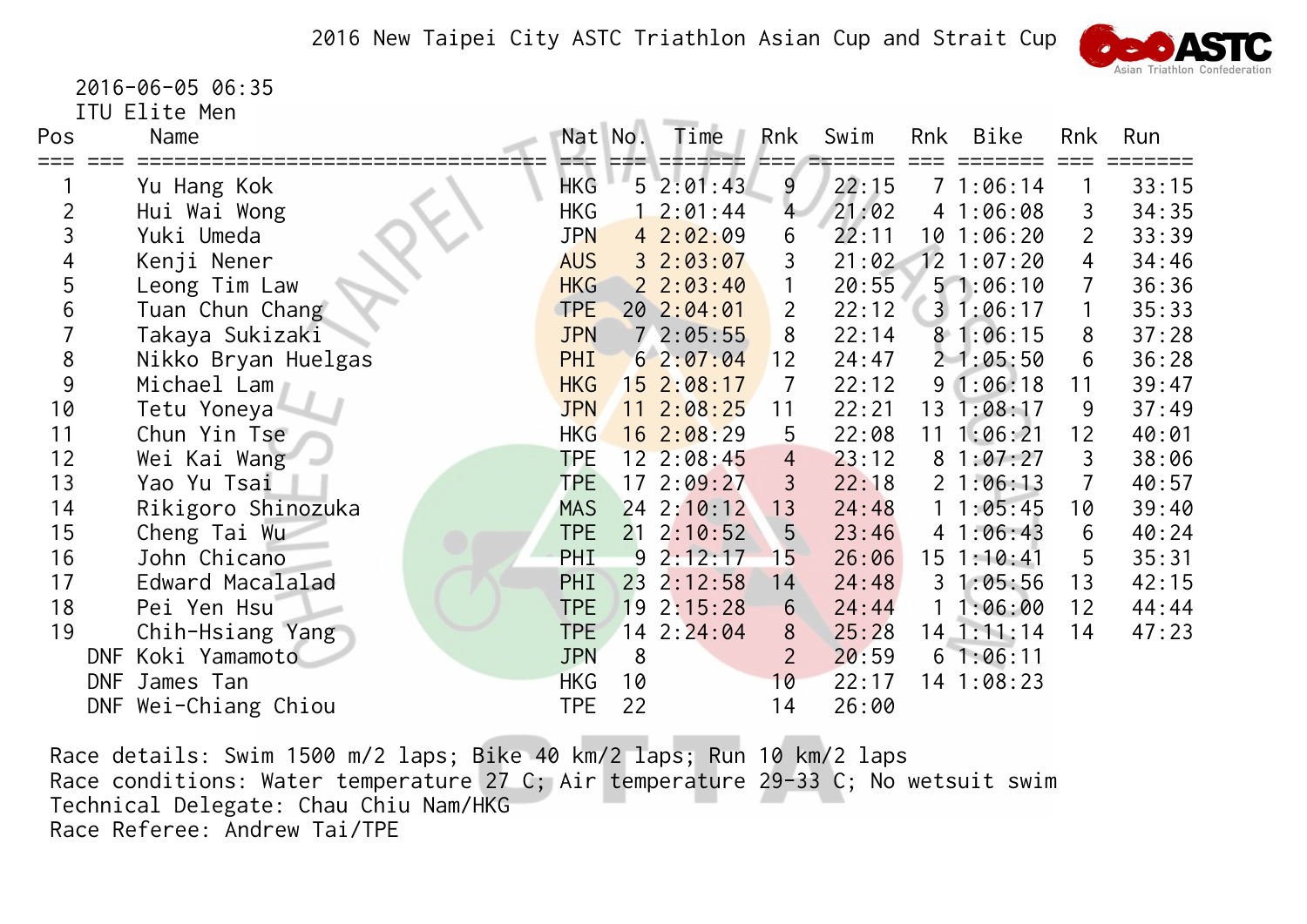# 2016 New Taipei City ASTC Triathlon Asian Cup and Strait Cup

2016-06-05 06:35

ITU Elite Men

| Pos | | Name | Nat | No. | Time | Rnk | Swim | Rnk | Bike | Rnk | Run |
|---|---|---|---|---|---|---|---|---|---|---|---|
| 1 | | Yu Hang Kok | HKG | 5 | 2:01:43 | 9 | 22:15 | 7 | 1:06:14 | 1 | 33:15 |
| 2 | | Hui Wai Wong | HKG | 1 | 2:01:44 | 4 | 21:02 | 4 | 1:06:08 | 3 | 34:35 |
| 3 | | Yuki Umeda | JPN | 4 | 2:02:09 | 6 | 22:11 | 10 | 1:06:20 | 2 | 33:39 |
| 4 | | Kenji Nener | AUS | 3 | 2:03:07 | 3 | 21:02 | 12 | 1:07:20 | 4 | 34:46 |
| 5 | | Leong Tim Law | HKG | 2 | 2:03:40 | 1 | 20:55 | 5 | 1:06:10 | 7 | 36:36 |
| 6 | | Tuan Chun Chang | TPE | 20 | 2:04:01 | 2 | 22:12 | 3 | 1:06:17 | 1 | 35:33 |
| 7 | | Takaya Sukizaki | JPN | 7 | 2:05:55 | 8 | 22:14 | 8 | 1:06:15 | 8 | 37:28 |
| 8 | | Nikko Bryan Huelgas | PHI | 6 | 2:07:04 | 12 | 24:47 | 2 | 1:05:50 | 6 | 36:28 |
| 9 | | Michael Lam | HKG | 15 | 2:08:17 | 7 | 22:12 | 9 | 1:06:18 | 11 | 39:47 |
| 10 | | Tetu Yoneya | JPN | 11 | 2:08:25 | 11 | 22:21 | 13 | 1:08:17 | 9 | 37:49 |
| 11 | | Chun Yin Tse | HKG | 16 | 2:08:29 | 5 | 22:08 | 11 | 1:06:21 | 12 | 40:01 |
| 12 | | Wei Kai Wang | TPE | 12 | 2:08:45 | 4 | 23:12 | 8 | 1:07:27 | 3 | 38:06 |
| 13 | | Yao Yu Tsai | TPE | 17 | 2:09:27 | 3 | 22:18 | 2 | 1:06:13 | 7 | 40:57 |
| 14 | | Rikigoro Shinozuka | MAS | 24 | 2:10:12 | 13 | 24:48 | 1 | 1:05:45 | 10 | 39:40 |
| 15 | | Cheng Tai Wu | TPE | 21 | 2:10:52 | 5 | 23:46 | 4 | 1:06:43 | 6 | 40:24 |
| 16 | | John Chicano | PHI | 9 | 2:12:17 | 15 | 26:06 | 15 | 1:10:41 | 5 | 35:31 |
| 17 | | Edward Macalalad | PHI | 23 | 2:12:58 | 14 | 24:48 | 3 | 1:05:56 | 13 | 42:15 |
| 18 | | Pei Yen Hsu | TPE | 19 | 2:15:28 | 6 | 24:44 | 1 | 1:06:00 | 12 | 44:44 |
| 19 | | Chih-Hsiang Yang | TPE | 14 | 2:24:04 | 8 | 25:28 | 14 | 1:11:14 | 14 | 47:23 |
| | DNF | Koki Yamamoto | JPN | 8 | | 2 | 20:59 | 6 | 1:06:11 | | |
| | DNF | James Tan | HKG | 10 | | 10 | 22:17 | 14 | 1:08:23 | | |
| | DNF | Wei-Chiang Chiou | TPE | 22 | | 14 | 26:00 | | | | |

Race details: Swim 1500 m/2 laps; Bike 40 km/2 laps; Run 10 km/2 laps
Race conditions: Water temperature 27 C; Air temperature 29-33 C; No wetsuit swim
Technical Delegate: Chau Chiu Nam/HKG
Race Referee: Andrew Tai/TPE